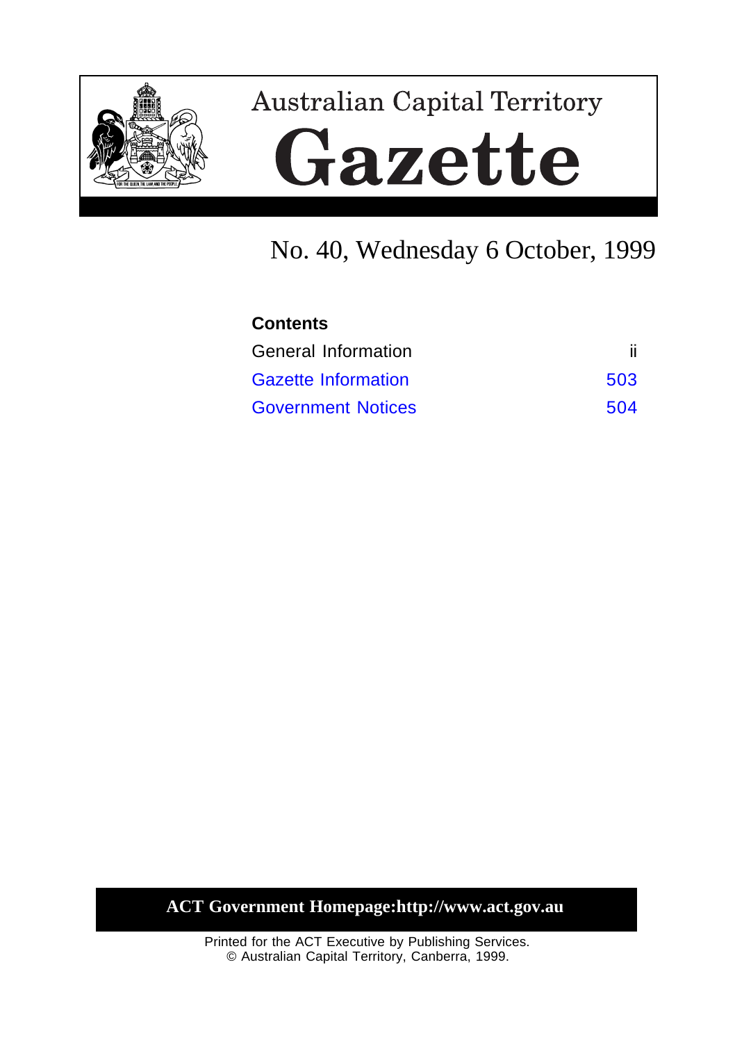Australian Capital Territory

# Gazette

No. 40, Wednesday 6 October, 1999

**Contents**

| | |
|---|---|
| General Information | ii |
| Gazette Information | 503 |
| Government Notices | 504 |

**ACT Government Homepage:http://www.act.gov.au**

Printed for the ACT Executive by Publishing Services.
© Australian Capital Territory, Canberra, 1999.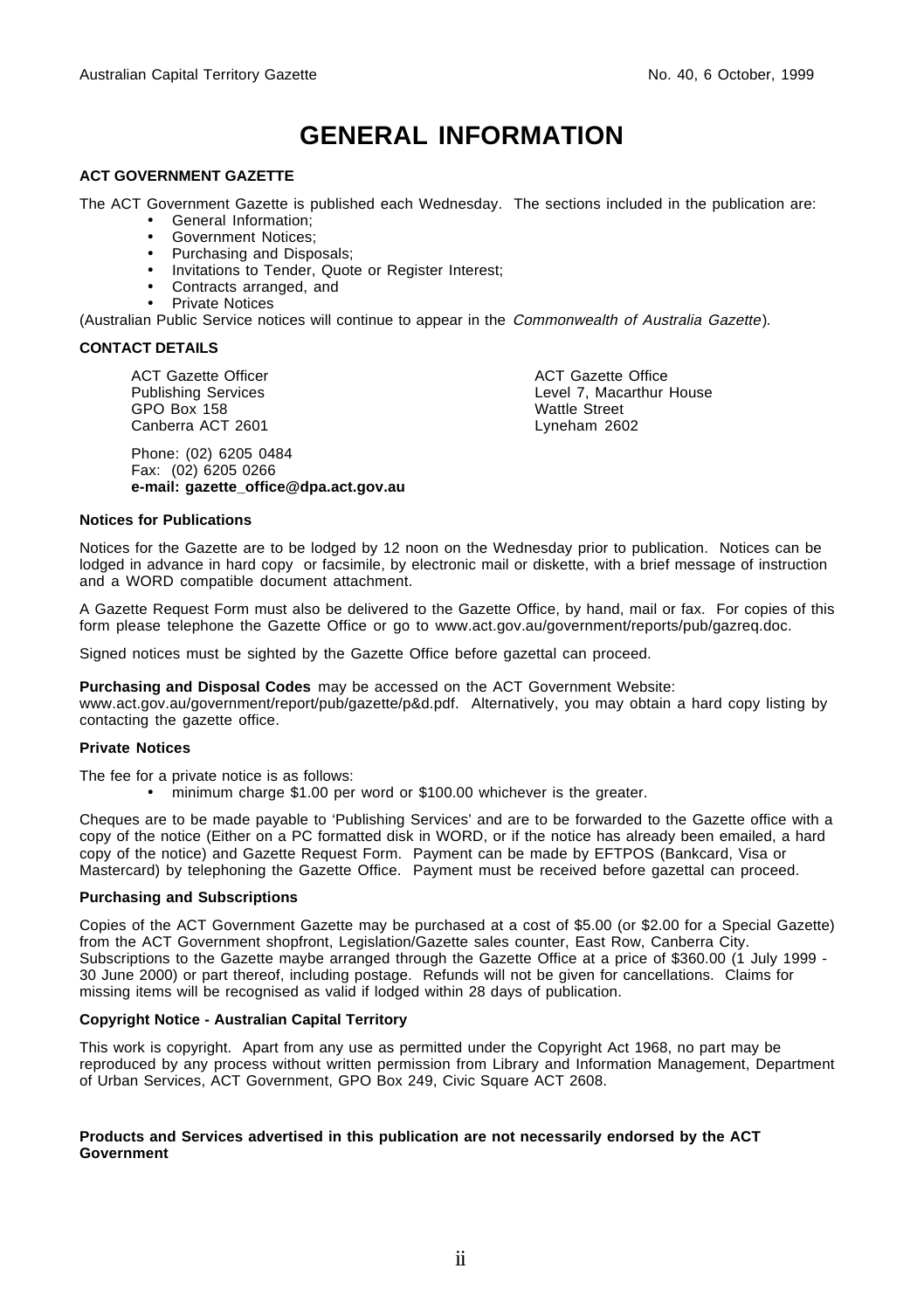# GENERAL INFORMATION

**ACT GOVERNMENT GAZETTE**

The ACT Government Gazette is published each Wednesday. The sections included in the publication are:

- General Information;
- Government Notices;
- Purchasing and Disposals;
- Invitations to Tender, Quote or Register Interest;
- Contracts arranged, and
- Private Notices

(Australian Public Service notices will continue to appear in the *Commonwealth of Australia Gazette*).

**CONTACT DETAILS**

ACT Gazette Officer
Publishing Services
GPO Box 158
Canberra ACT 2601

ACT Gazette Office
Level 7, Macarthur House
Wattle Street
Lyneham 2602

Phone: (02) 6205 0484
Fax: (02) 6205 0266
**e-mail: gazette_office@dpa.act.gov.au**

**Notices for Publications**

Notices for the Gazette are to be lodged by 12 noon on the Wednesday prior to publication. Notices can be lodged in advance in hard copy or facsimile, by electronic mail or diskette, with a brief message of instruction and a WORD compatible document attachment.

A Gazette Request Form must also be delivered to the Gazette Office, by hand, mail or fax. For copies of this form please telephone the Gazette Office or go to www.act.gov.au/government/reports/pub/gazreq.doc.

Signed notices must be sighted by the Gazette Office before gazettal can proceed.

**Purchasing and Disposal Codes** may be accessed on the ACT Government Website:
www.act.gov.au/government/report/pub/gazette/p&d.pdf. Alternatively, you may obtain a hard copy listing by contacting the gazette office.

**Private Notices**

The fee for a private notice is as follows:

- minimum charge $1.00 per word or $100.00 whichever is the greater.

Cheques are to be made payable to 'Publishing Services' and are to be forwarded to the Gazette office with a copy of the notice (Either on a PC formatted disk in WORD, or if the notice has already been emailed, a hard copy of the notice) and Gazette Request Form. Payment can be made by EFTPOS (Bankcard, Visa or Mastercard) by telephoning the Gazette Office. Payment must be received before gazettal can proceed.

**Purchasing and Subscriptions**

Copies of the ACT Government Gazette may be purchased at a cost of $5.00 (or $2.00 for a Special Gazette) from the ACT Government shopfront, Legislation/Gazette sales counter, East Row, Canberra City. Subscriptions to the Gazette maybe arranged through the Gazette Office at a price of $360.00 (1 July 1999 - 30 June 2000) or part thereof, including postage. Refunds will not be given for cancellations. Claims for missing items will be recognised as valid if lodged within 28 days of publication.

**Copyright Notice - Australian Capital Territory**

This work is copyright. Apart from any use as permitted under the Copyright Act 1968, no part may be reproduced by any process without written permission from Library and Information Management, Department of Urban Services, ACT Government, GPO Box 249, Civic Square ACT 2608.

**Products and Services advertised in this publication are not necessarily endorsed by the ACT Government**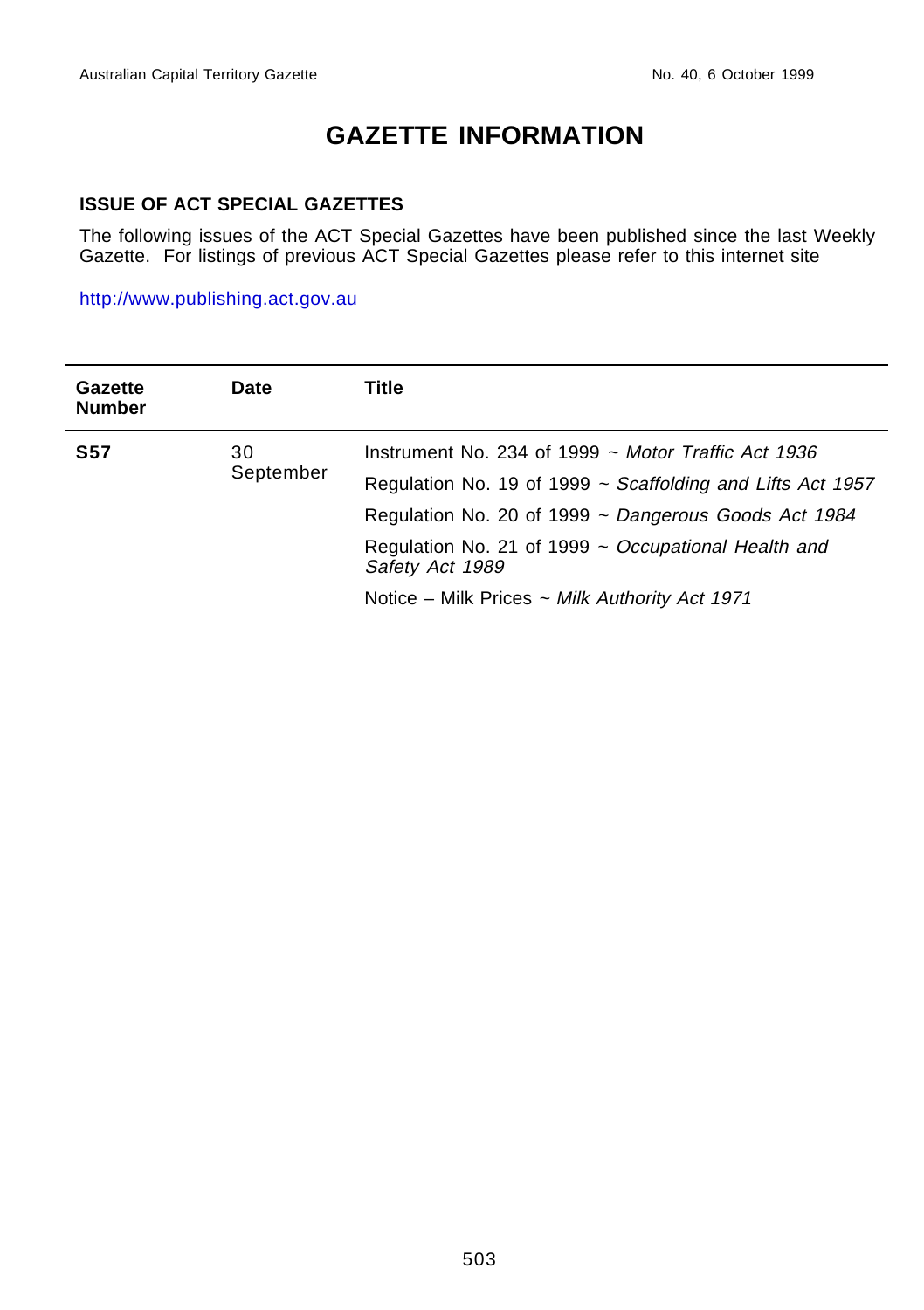# GAZETTE INFORMATION

### ISSUE OF ACT SPECIAL GAZETTES

The following issues of the ACT Special Gazettes have been published since the last Weekly Gazette. For listings of previous ACT Special Gazettes please refer to this internet site

http://www.publishing.act.gov.au

| Gazette Number | Date | Title |
|---|---|---|
| **S57** | 30 September | Instrument No. 234 of 1999 ~ *Motor Traffic Act 1936* |
| | | Regulation No. 19 of 1999 ~ *Scaffolding and Lifts Act 1957* |
| | | Regulation No. 20 of 1999 ~ *Dangerous Goods Act 1984* |
| | | Regulation No. 21 of 1999 ~ *Occupational Health and Safety Act 1989* |
| | | Notice – Milk Prices ~ *Milk Authority Act 1971* |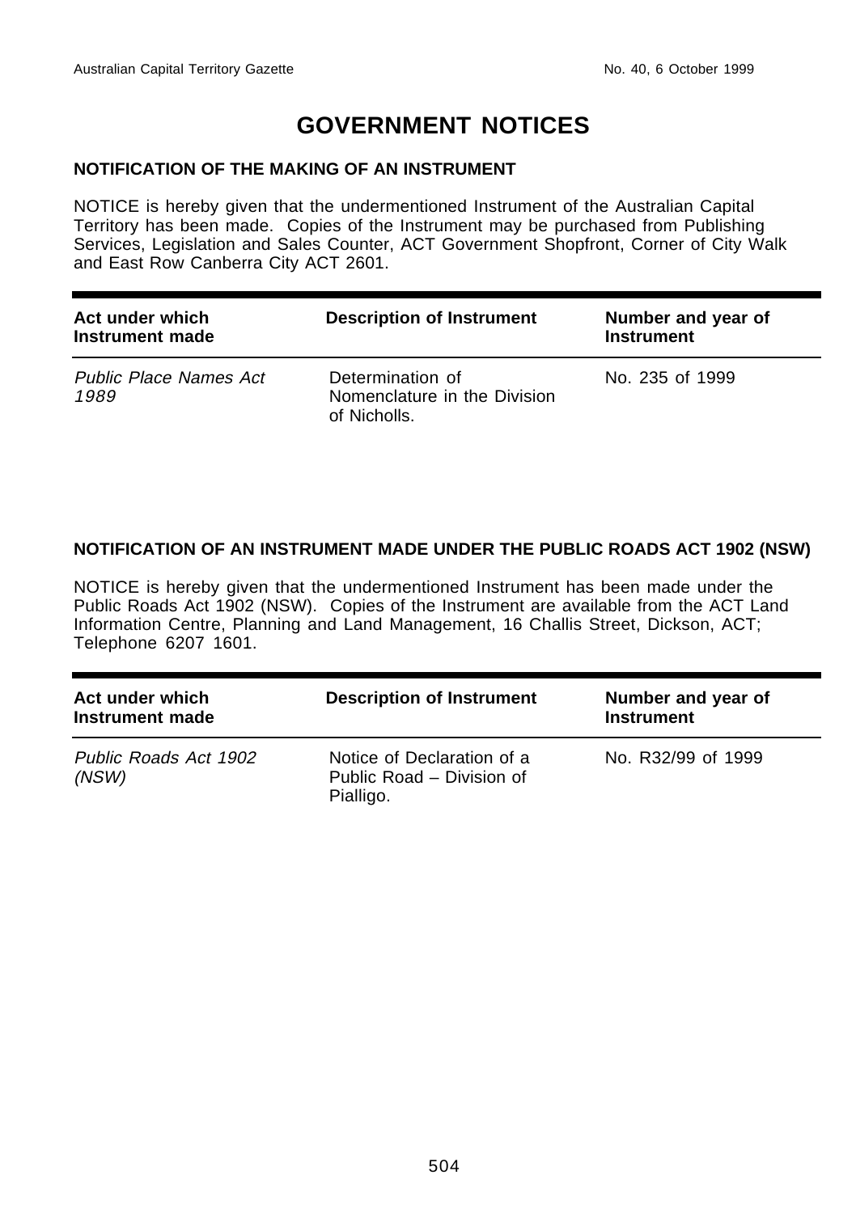# GOVERNMENT NOTICES

## NOTIFICATION OF THE MAKING OF AN INSTRUMENT

NOTICE is hereby given that the undermentioned Instrument of the Australian Capital Territory has been made. Copies of the Instrument may be purchased from Publishing Services, Legislation and Sales Counter, ACT Government Shopfront, Corner of City Walk and East Row Canberra City ACT 2601.

| Act under which Instrument made | Description of Instrument | Number and year of Instrument |
|---|---|---|
| *Public Place Names Act 1989* | Determination of Nomenclature in the Division of Nicholls. | No. 235 of 1999 |

## NOTIFICATION OF AN INSTRUMENT MADE UNDER THE PUBLIC ROADS ACT 1902 (NSW)

NOTICE is hereby given that the undermentioned Instrument has been made under the Public Roads Act 1902 (NSW). Copies of the Instrument are available from the ACT Land Information Centre, Planning and Land Management, 16 Challis Street, Dickson, ACT; Telephone 6207 1601.

| Act under which Instrument made | Description of Instrument | Number and year of Instrument |
|---|---|---|
| *Public Roads Act 1902 (NSW)* | Notice of Declaration of a Public Road – Division of Pialligo. | No. R32/99 of 1999 |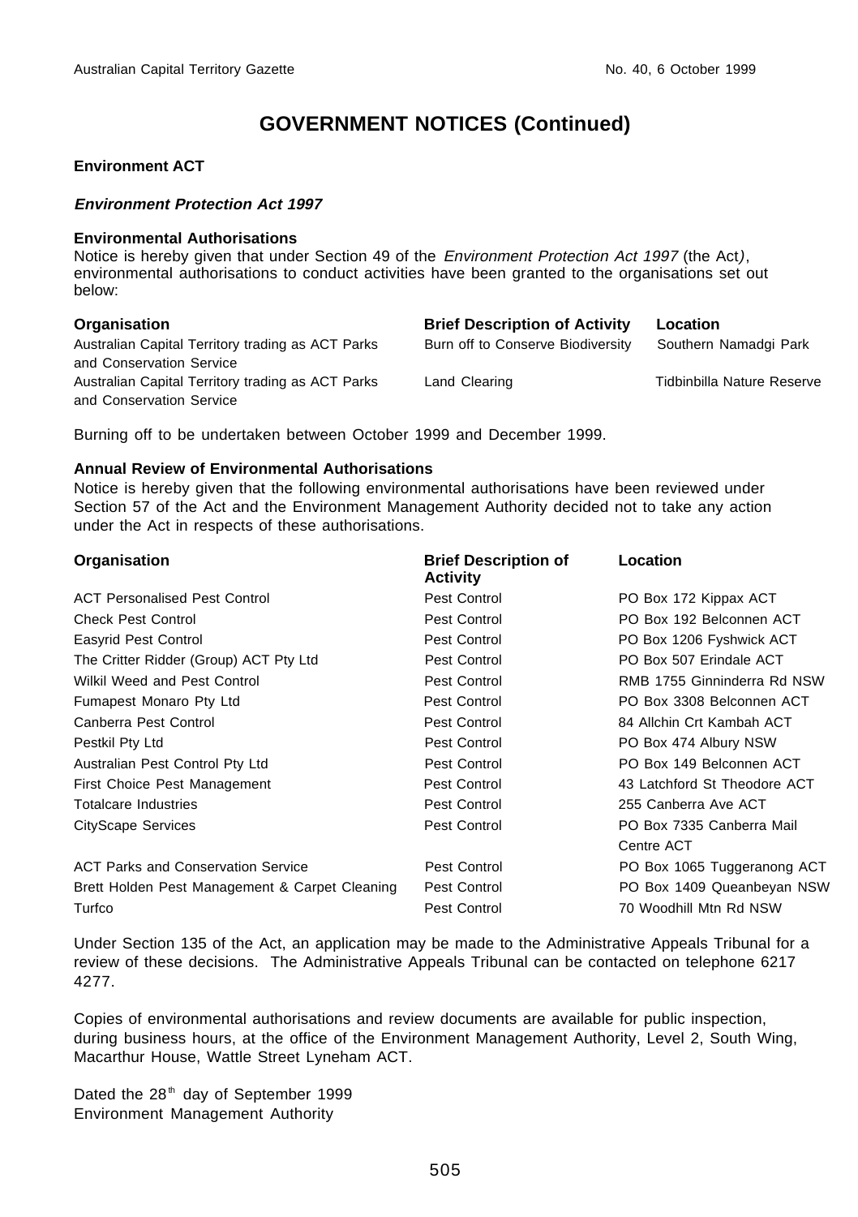# GOVERNMENT NOTICES (Continued)

**Environment ACT**

***Environment Protection Act 1997***

**Environmental Authorisations**

Notice is hereby given that under Section 49 of the *Environment Protection Act 1997* (the Act), environmental authorisations to conduct activities have been granted to the organisations set out below:

| Organisation | Brief Description of Activity | Location |
|---|---|---|
| Australian Capital Territory trading as ACT Parks and Conservation Service | Burn off to Conserve Biodiversity | Southern Namadgi Park |
| Australian Capital Territory trading as ACT Parks and Conservation Service | Land Clearing | Tidbinbilla Nature Reserve |

Burning off to be undertaken between October 1999 and December 1999.

**Annual Review of Environmental Authorisations**

Notice is hereby given that the following environmental authorisations have been reviewed under Section 57 of the Act and the Environment Management Authority decided not to take any action under the Act in respects of these authorisations.

| Organisation | Brief Description of Activity | Location |
|---|---|---|
| ACT Personalised Pest Control | Pest Control | PO Box 172 Kippax ACT |
| Check Pest Control | Pest Control | PO Box 192 Belconnen ACT |
| Easyrid Pest Control | Pest Control | PO Box 1206 Fyshwick ACT |
| The Critter Ridder (Group) ACT Pty Ltd | Pest Control | PO Box 507 Erindale ACT |
| Wilkil Weed and Pest Control | Pest Control | RMB 1755 Ginninderra Rd NSW |
| Fumapest Monaro Pty Ltd | Pest Control | PO Box 3308 Belconnen ACT |
| Canberra Pest Control | Pest Control | 84 Allchin Crt Kambah ACT |
| Pestkil Pty Ltd | Pest Control | PO Box 474 Albury NSW |
| Australian Pest Control Pty Ltd | Pest Control | PO Box 149 Belconnen ACT |
| First Choice Pest Management | Pest Control | 43 Latchford St Theodore ACT |
| Totalcare Industries | Pest Control | 255 Canberra Ave ACT |
| CityScape Services | Pest Control | PO Box 7335 Canberra Mail Centre ACT |
| ACT Parks and Conservation Service | Pest Control | PO Box 1065 Tuggeranong ACT |
| Brett Holden Pest Management & Carpet Cleaning | Pest Control | PO Box 1409 Queanbeyan NSW |
| Turfco | Pest Control | 70 Woodhill Mtn Rd NSW |

Under Section 135 of the Act, an application may be made to the Administrative Appeals Tribunal for a review of these decisions. The Administrative Appeals Tribunal can be contacted on telephone 6217 4277.

Copies of environmental authorisations and review documents are available for public inspection, during business hours, at the office of the Environment Management Authority, Level 2, South Wing, Macarthur House, Wattle Street Lyneham ACT.

Dated the 28th day of September 1999
Environment Management Authority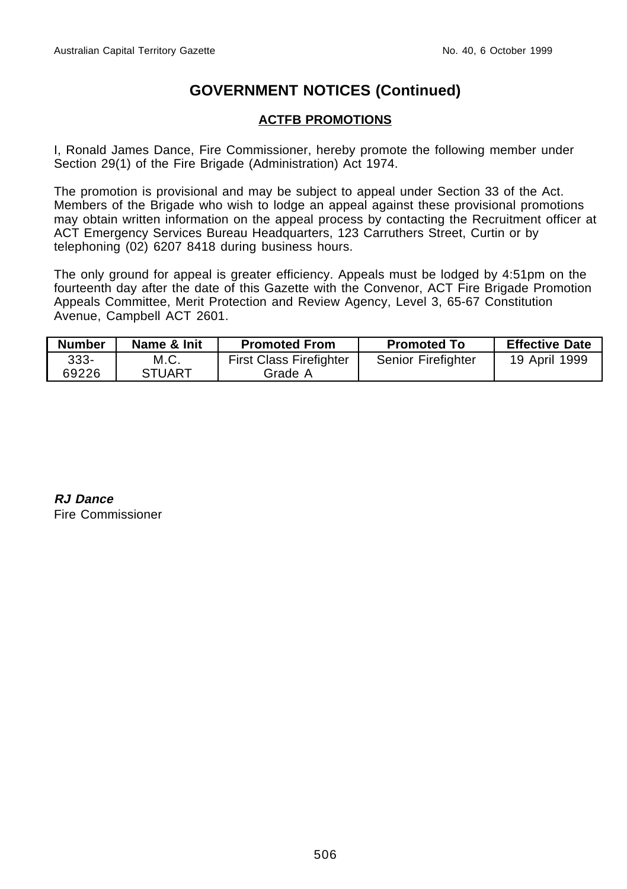# GOVERNMENT NOTICES (Continued)

## ACTFB PROMOTIONS

I, Ronald James Dance, Fire Commissioner, hereby promote the following member under Section 29(1) of the Fire Brigade (Administration) Act 1974.

The promotion is provisional and may be subject to appeal under Section 33 of the Act. Members of the Brigade who wish to lodge an appeal against these provisional promotions may obtain written information on the appeal process by contacting the Recruitment officer at ACT Emergency Services Bureau Headquarters, 123 Carruthers Street, Curtin or by telephoning (02) 6207 8418 during business hours.

The only ground for appeal is greater efficiency. Appeals must be lodged by 4:51pm on the fourteenth day after the date of this Gazette with the Convenor, ACT Fire Brigade Promotion Appeals Committee, Merit Protection and Review Agency, Level 3, 65-67 Constitution Avenue, Campbell ACT 2601.

| Number | Name & Init | Promoted From | Promoted To | Effective Date |
|---|---|---|---|---|
| 333-69226 | M.C. STUART | First Class Firefighter Grade A | Senior Firefighter | 19 April 1999 |

***RJ Dance***
Fire Commissioner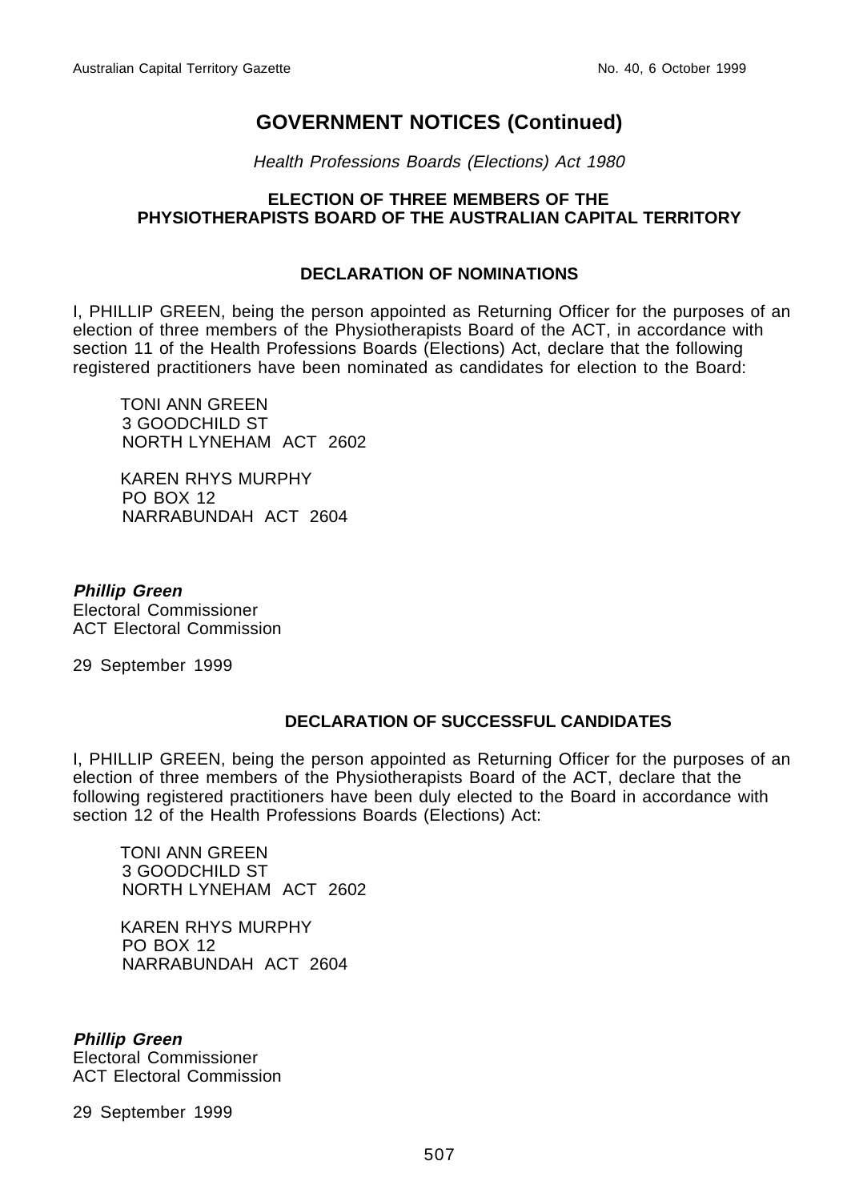# GOVERNMENT NOTICES (Continued)

*Health Professions Boards (Elections) Act 1980*

**ELECTION OF THREE MEMBERS OF THE PHYSIOTHERAPISTS BOARD OF THE AUSTRALIAN CAPITAL TERRITORY**

## DECLARATION OF NOMINATIONS

I, PHILLIP GREEN, being the person appointed as Returning Officer for the purposes of an election of three members of the Physiotherapists Board of the ACT, in accordance with section 11 of the Health Professions Boards (Elections) Act, declare that the following registered practitioners have been nominated as candidates for election to the Board:

TONI ANN GREEN
3 GOODCHILD ST
NORTH LYNEHAM ACT 2602

KAREN RHYS MURPHY
PO BOX 12
NARRABUNDAH ACT 2604

***Phillip Green***
Electoral Commissioner
ACT Electoral Commission

29 September 1999

## DECLARATION OF SUCCESSFUL CANDIDATES

I, PHILLIP GREEN, being the person appointed as Returning Officer for the purposes of an election of three members of the Physiotherapists Board of the ACT, declare that the following registered practitioners have been duly elected to the Board in accordance with section 12 of the Health Professions Boards (Elections) Act:

TONI ANN GREEN
3 GOODCHILD ST
NORTH LYNEHAM ACT 2602

KAREN RHYS MURPHY
PO BOX 12
NARRABUNDAH ACT 2604

***Phillip Green***
Electoral Commissioner
ACT Electoral Commission

29 September 1999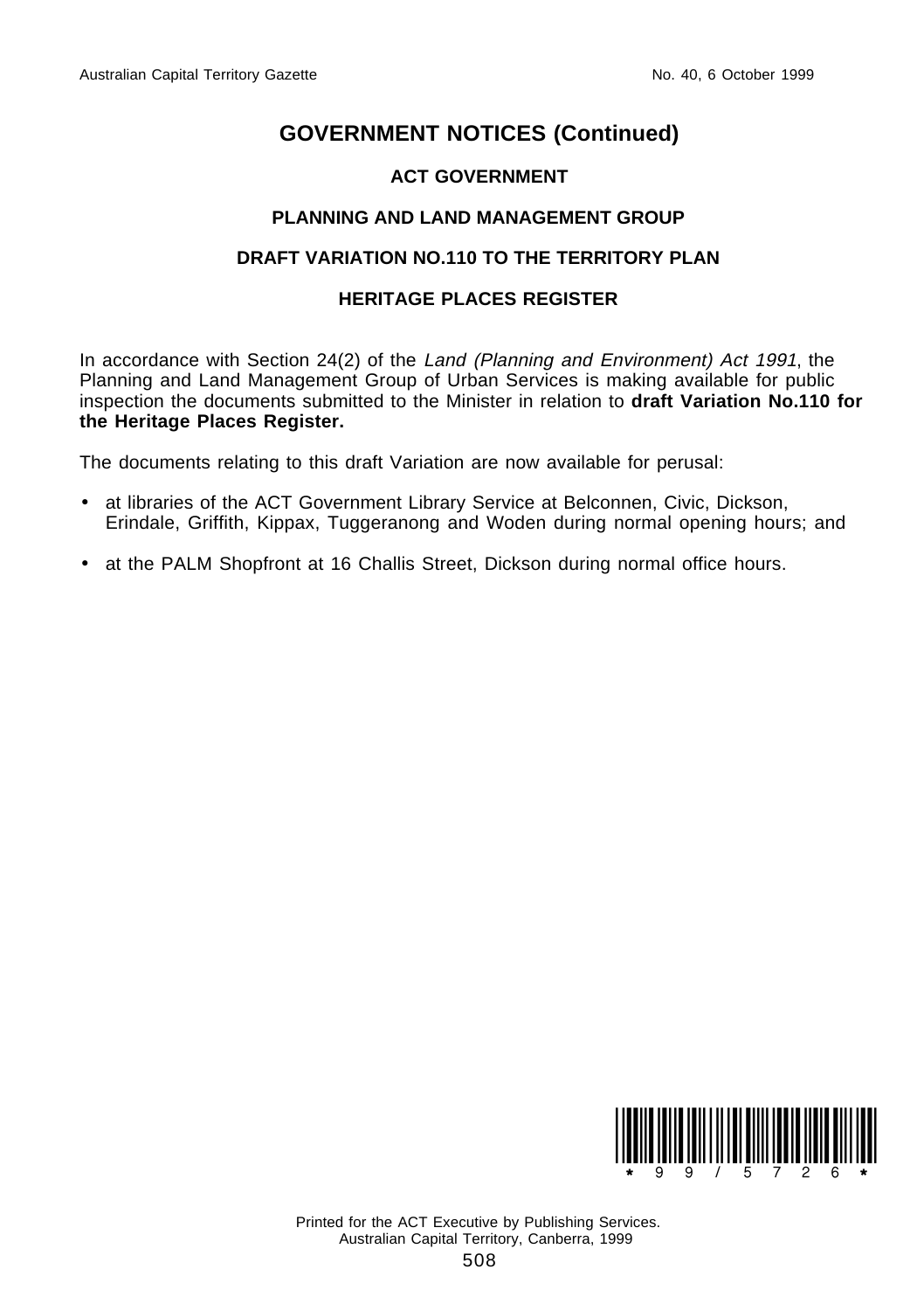# GOVERNMENT NOTICES (Continued)

## ACT GOVERNMENT

## PLANNING AND LAND MANAGEMENT GROUP

## DRAFT VARIATION NO.110 TO THE TERRITORY PLAN

## HERITAGE PLACES REGISTER

In accordance with Section 24(2) of the *Land (Planning and Environment) Act 1991*, the Planning and Land Management Group of Urban Services is making available for public inspection the documents submitted to the Minister in relation to **draft Variation No.110 for the Heritage Places Register.**

The documents relating to this draft Variation are now available for perusal:

- at libraries of the ACT Government Library Service at Belconnen, Civic, Dickson, Erindale, Griffith, Kippax, Tuggeranong and Woden during normal opening hours; and
- at the PALM Shopfront at 16 Challis Street, Dickson during normal office hours.

*99/5726*

Printed for the ACT Executive by Publishing Services.
Australian Capital Territory, Canberra, 1999